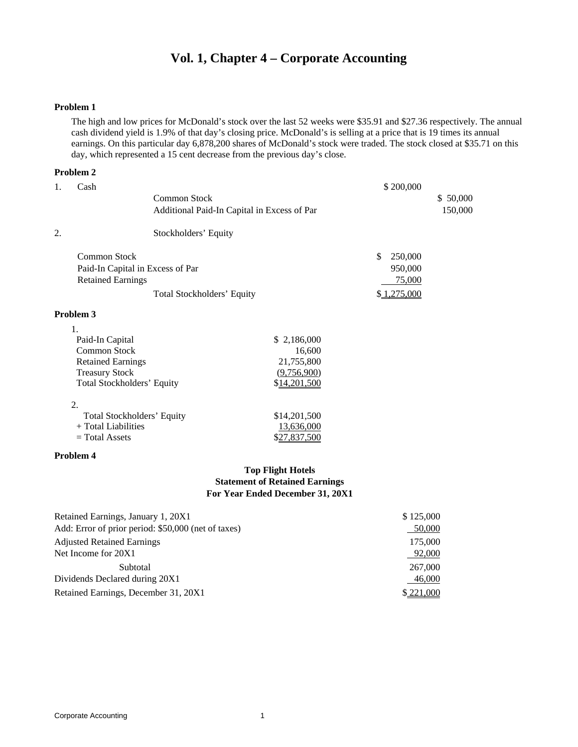# Vol. 1, Chapter 4 – Corporate Accounting

**Problem 1**

The high and low prices for McDonald's stock over the last 52 weeks were $35.91 and $27.36 respectively. The annual cash dividend yield is 1.9% of that day's closing price. McDonald's is selling at a price that is 19 times its annual earnings. On this particular day 6,878,200 shares of McDonald's stock were traded. The stock closed at $35.71 on this day, which represented a 15 cent decrease from the previous day's close.

**Problem 2**

| | | Debit | Credit |
|---|---|---|---|
| 1. | Cash | $ 200,000 | |
| | Common Stock | | $ 50,000 |
| | Additional Paid-In Capital in Excess of Par | | 150,000 |

2. Stockholders' Equity

| | |
|---|---|
| Common Stock | $ 250,000 |
| Paid-In Capital in Excess of Par | 950,000 |
| Retained Earnings | 75,000 |
| Total Stockholders' Equity | $ 1,275,000 |

**Problem 3**

1.

| | |
|---|---|
| Paid-In Capital | $ 2,186,000 |
| Common Stock | 16,600 |
| Retained Earnings | 21,755,800 |
| Treasury Stock | (9,756,900) |
| Total Stockholders' Equity | $14,201,500 |

2.

| | |
|---|---|
| Total Stockholders' Equity | $14,201,500 |
| + Total Liabilities | 13,636,000 |
| = Total Assets | $27,837,500 |

**Problem 4**

**Top Flight Hotels**
**Statement of Retained Earnings**
**For Year Ended December 31, 20X1**

| | |
|---|---|
| Retained Earnings, January 1, 20X1 | $ 125,000 |
| Add: Error of prior period: $50,000 (net of taxes) | 50,000 |
| Adjusted Retained Earnings | 175,000 |
| Net Income for 20X1 | 92,000 |
| Subtotal | 267,000 |
| Dividends Declared during 20X1 | 46,000 |
| Retained Earnings, December 31, 20X1 | $ 221,000 |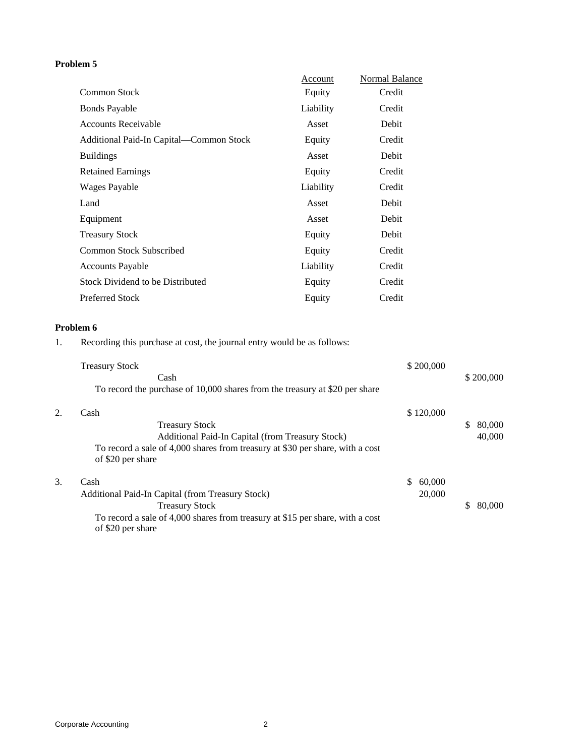**Problem 5**

| | Account | Normal Balance |
|---|---|---|
| Common Stock | Equity | Credit |
| Bonds Payable | Liability | Credit |
| Accounts Receivable | Asset | Debit |
| Additional Paid-In Capital—Common Stock | Equity | Credit |
| Buildings | Asset | Debit |
| Retained Earnings | Equity | Credit |
| Wages Payable | Liability | Credit |
| Land | Asset | Debit |
| Equipment | Asset | Debit |
| Treasury Stock | Equity | Debit |
| Common Stock Subscribed | Equity | Credit |
| Accounts Payable | Liability | Credit |
| Stock Dividend to be Distributed | Equity | Credit |
| Preferred Stock | Equity | Credit |

**Problem 6**

1. Recording this purchase at cost, the journal entry would be as follows:

| | | Debit | Credit |
|---|---|---|---|
| | Treasury Stock | $ 200,000 | |
| | Cash | | $ 200,000 |
| | To record the purchase of 10,000 shares from the treasury at $20 per share | | |
| 2. | Cash | $ 120,000 | |
| | Treasury Stock | | $ 80,000 |
| | Additional Paid-In Capital (from Treasury Stock) | | 40,000 |
| | To record a sale of 4,000 shares from treasury at $30 per share, with a cost of $20 per share | | |
| 3. | Cash | $ 60,000 | |
| | Additional Paid-In Capital (from Treasury Stock) | 20,000 | |
| | Treasury Stock | | $ 80,000 |
| | To record a sale of 4,000 shares from treasury at $15 per share, with a cost of $20 per share | | |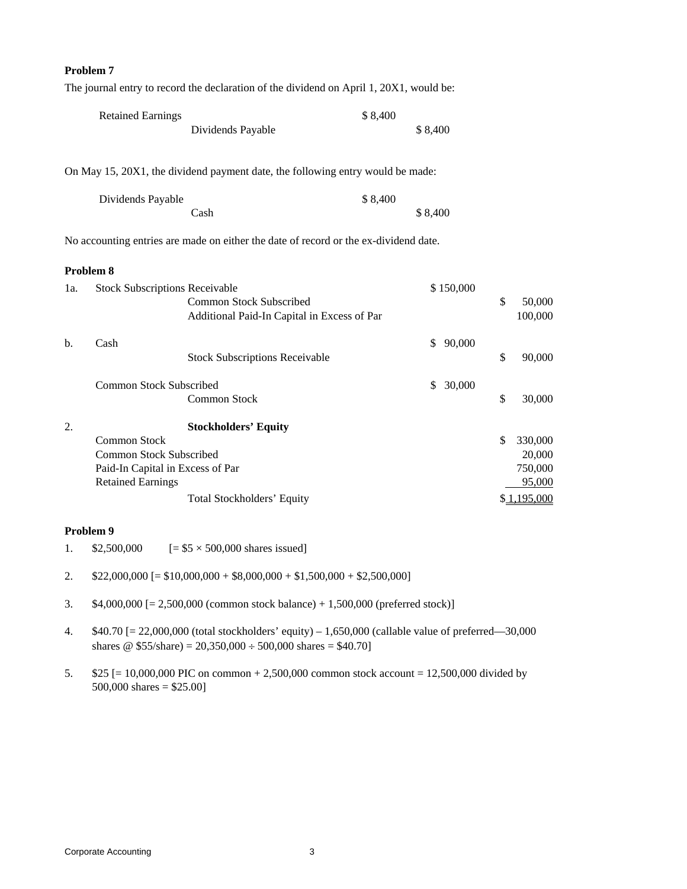**Problem 7**

The journal entry to record the declaration of the dividend on April 1, 20X1, would be:

| | | Debit | Credit |
|---|---|---|---|
| Retained Earnings | | $ 8,400 | |
| | Dividends Payable | | $ 8,400 |

On May 15, 20X1, the dividend payment date, the following entry would be made:

| | | Debit | Credit |
|---|---|---|---|
| Dividends Payable | | $ 8,400 | |
| | Cash | | $ 8,400 |

No accounting entries are made on either the date of record or the ex-dividend date.

**Problem 8**

| | | | Debit | Credit |
|---|---|---|---|---|
| 1a. | Stock Subscriptions Receivable | | $ 150,000 | |
| | | Common Stock Subscribed | | $ 50,000 |
| | | Additional Paid-In Capital in Excess of Par | | 100,000 |
| b. | Cash | | $ 90,000 | |
| | | Stock Subscriptions Receivable | | $ 90,000 |
| | Common Stock Subscribed | | $ 30,000 | |
| | | Common Stock | | $ 30,000 |

2.

| **Stockholders' Equity** | |
|---|---|
| Common Stock | $ 330,000 |
| Common Stock Subscribed | 20,000 |
| Paid-In Capital in Excess of Par | 750,000 |
| Retained Earnings | 95,000 |
| Total Stockholders' Equity | $ 1,195,000 |

**Problem 9**

1. $2,500,000 [= $5 × 500,000 shares issued]

2. $22,000,000 [= $10,000,000 + $8,000,000 + $1,500,000 + $2,500,000]

3. $4,000,000 [= 2,500,000 (common stock balance) + 1,500,000 (preferred stock)]

4. $40.70 [= 22,000,000 (total stockholders' equity) – 1,650,000 (callable value of preferred—30,000 shares @ $55/share) = 20,350,000 ÷ 500,000 shares = $40.70]

5. $25 [= 10,000,000 PIC on common + 2,500,000 common stock account = 12,500,000 divided by 500,000 shares = $25.00]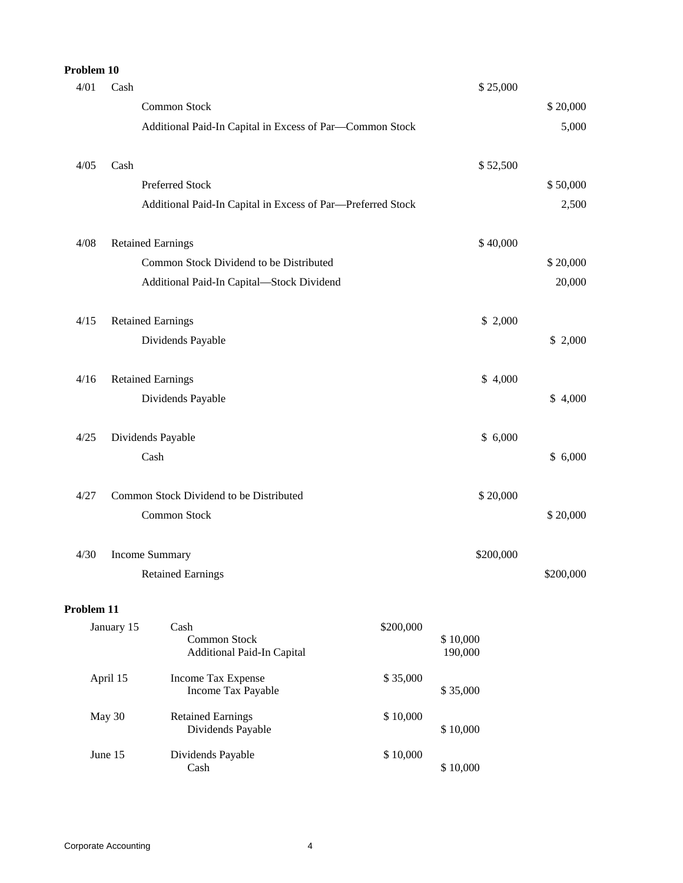**Problem 10**

| Date | Account | Debit | Credit |
|---|---|---|---|
| 4/01 | Cash | $ 25,000 | |
| | Common Stock | | $ 20,000 |
| | Additional Paid-In Capital in Excess of Par—Common Stock | | 5,000 |
| 4/05 | Cash | $ 52,500 | |
| | Preferred Stock | | $ 50,000 |
| | Additional Paid-In Capital in Excess of Par—Preferred Stock | | 2,500 |
| 4/08 | Retained Earnings | $ 40,000 | |
| | Common Stock Dividend to be Distributed | | $ 20,000 |
| | Additional Paid-In Capital—Stock Dividend | | 20,000 |
| 4/15 | Retained Earnings | $ 2,000 | |
| | Dividends Payable | | $ 2,000 |
| 4/16 | Retained Earnings | $ 4,000 | |
| | Dividends Payable | | $ 4,000 |
| 4/25 | Dividends Payable | $ 6,000 | |
| | Cash | | $ 6,000 |
| 4/27 | Common Stock Dividend to be Distributed | $ 20,000 | |
| | Common Stock | | $ 20,000 |
| 4/30 | Income Summary | $200,000 | |
| | Retained Earnings | | $200,000 |

**Problem 11**

| Date | Account | Debit | Credit |
|---|---|---|---|
| January 15 | Cash | $200,000 | |
| | Common Stock | | $ 10,000 |
| | Additional Paid-In Capital | | 190,000 |
| April 15 | Income Tax Expense | $ 35,000 | |
| | Income Tax Payable | | $ 35,000 |
| May 30 | Retained Earnings | $ 10,000 | |
| | Dividends Payable | | $ 10,000 |
| June 15 | Dividends Payable | $ 10,000 | |
| | Cash | | $ 10,000 |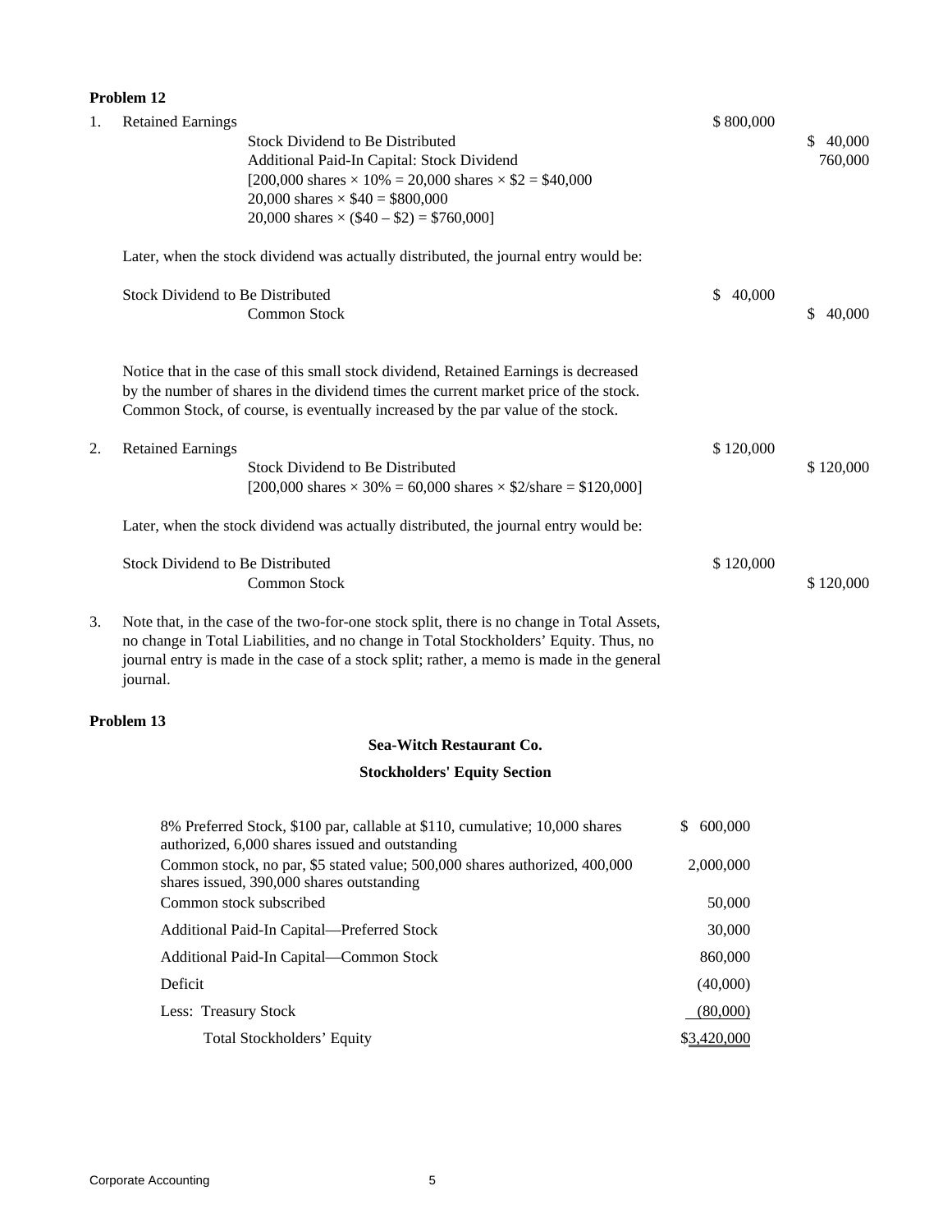**Problem 12**

1. Retained Earnings $800,000

| | Debit | Credit |
|---|---|---|
| Retained Earnings | $ 800,000 | |
| Stock Dividend to Be Distributed | | $ 40,000 |
| Additional Paid-In Capital: Stock Dividend | | 760,000 |

[200,000 shares × 10% = 20,000 shares × $2 = $40,000
20,000 shares × $40 = $800,000
20,000 shares × ($40 – $2) = $760,000]

Later, when the stock dividend was actually distributed, the journal entry would be:

| | Debit | Credit |
|---|---|---|
| Stock Dividend to Be Distributed | $ 40,000 | |
| Common Stock | | $ 40,000 |

Notice that in the case of this small stock dividend, Retained Earnings is decreased by the number of shares in the dividend times the current market price of the stock. Common Stock, of course, is eventually increased by the par value of the stock.

2.

| | Debit | Credit |
|---|---|---|
| Retained Earnings | $ 120,000 | |
| Stock Dividend to Be Distributed | | $ 120,000 |

[200,000 shares × 30% = 60,000 shares × $2/share = $120,000]

Later, when the stock dividend was actually distributed, the journal entry would be:

| | Debit | Credit |
|---|---|---|
| Stock Dividend to Be Distributed | $ 120,000 | |
| Common Stock | | $ 120,000 |

3. Note that, in the case of the two-for-one stock split, there is no change in Total Assets, no change in Total Liabilities, and no change in Total Stockholders' Equity. Thus, no journal entry is made in the case of a stock split; rather, a memo is made in the general journal.

**Problem 13**

**Sea-Witch Restaurant Co.**

**Stockholders' Equity Section**

| | |
|---|---|
| 8% Preferred Stock, $100 par, callable at $110, cumulative; 10,000 shares authorized, 6,000 shares issued and outstanding | $ 600,000 |
| Common stock, no par, $5 stated value; 500,000 shares authorized, 400,000 shares issued, 390,000 shares outstanding | 2,000,000 |
| Common stock subscribed | 50,000 |
| Additional Paid-In Capital—Preferred Stock | 30,000 |
| Additional Paid-In Capital—Common Stock | 860,000 |
| Deficit | (40,000) |
| Less: Treasury Stock | (80,000) |
| Total Stockholders' Equity | $3,420,000 |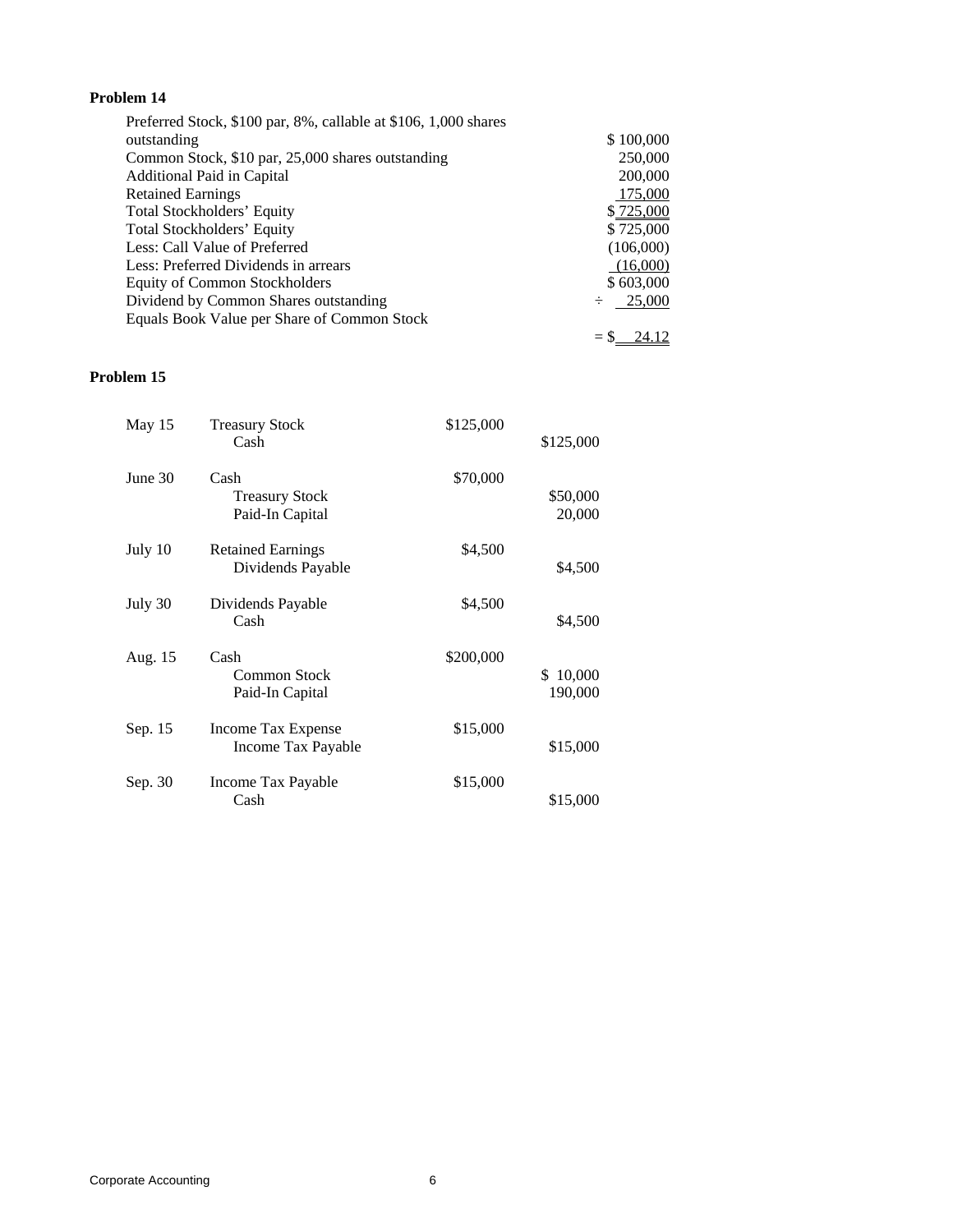**Problem 14**

| | |
|---|---|
| Preferred Stock, $100 par, 8%, callable at $106, 1,000 shares outstanding | $ 100,000 |
| Common Stock, $10 par, 25,000 shares outstanding | 250,000 |
| Additional Paid in Capital | 200,000 |
| Retained Earnings | 175,000 |
| Total Stockholders' Equity | $ 725,000 |
| Total Stockholders' Equity | $ 725,000 |
| Less: Call Value of Preferred | (106,000) |
| Less: Preferred Dividends in arrears | (16,000) |
| Equity of Common Stockholders | $ 603,000 |
| Dividend by Common Shares outstanding | ÷ 25,000 |
| Equals Book Value per Share of Common Stock | = $ 24.12 |

**Problem 15**

| | | | |
|---|---|---|---|
| May 15 | Treasury Stock | $125,000 | |
| | Cash | | $125,000 |
| June 30 | Cash | $70,000 | |
| | Treasury Stock | | $50,000 |
| | Paid-In Capital | | 20,000 |
| July 10 | Retained Earnings | $4,500 | |
| | Dividends Payable | | $4,500 |
| July 30 | Dividends Payable | $4,500 | |
| | Cash | | $4,500 |
| Aug. 15 | Cash | $200,000 | |
| | Common Stock | | $ 10,000 |
| | Paid-In Capital | | 190,000 |
| Sep. 15 | Income Tax Expense | $15,000 | |
| | Income Tax Payable | | $15,000 |
| Sep. 30 | Income Tax Payable | $15,000 | |
| | Cash | | $15,000 |